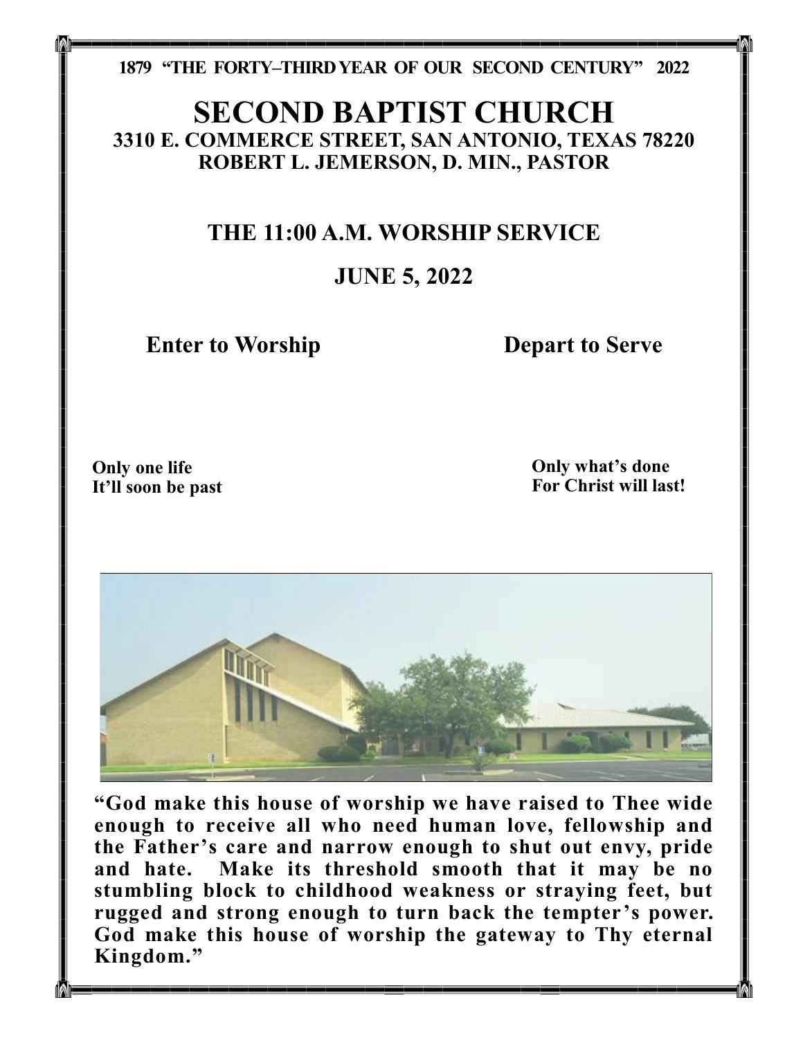**1879 "THE FORTY–THIRD YEAR OF OUR SECOND CENTURY" 2022**

# SECOND BAPTIST CHURCH

## 3310 E. COMMERCE STREET, SAN ANTONIO, TEXAS 78220

## ROBERT L. JEMERSON, D. MIN., PASTOR

## THE 11:00 A.M. WORSHIP SERVICE

## JUNE 5, 2022

**Enter to Worship** **Depart to Serve**

**Only one life**
**It'll soon be past**

**Only what's done**
**For Christ will last!**

**"God make this house of worship we have raised to Thee wide enough to receive all who need human love, fellowship and the Father's care and narrow enough to shut out envy, pride and hate. Make its threshold smooth that it may be no stumbling block to childhood weakness or straying feet, but rugged and strong enough to turn back the tempter's power. God make this house of worship the gateway to Thy eternal Kingdom."**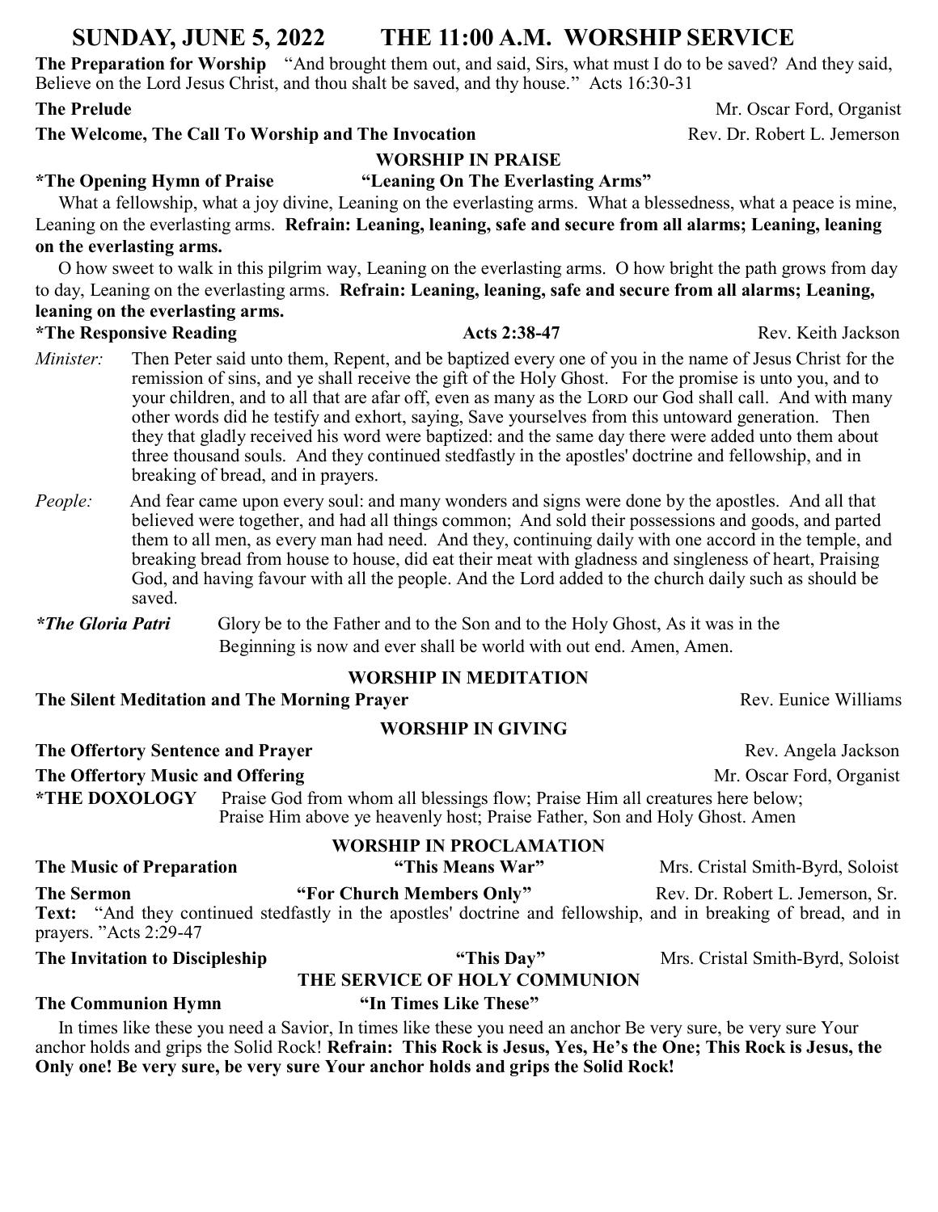# SUNDAY, JUNE 5, 2022 THE 11:00 A.M. WORSHIP SERVICE

**The Preparation for Worship** "And brought them out, and said, Sirs, what must I do to be saved? And they said, Believe on the Lord Jesus Christ, and thou shalt be saved, and thy house." Acts 16:30-31

**The Prelude** Mr. Oscar Ford, Organist

**The Welcome, The Call To Worship and The Invocation** Rev. Dr. Robert L. Jemerson

## WORSHIP IN PRAISE

**\*The Opening Hymn of Praise "Leaning On The Everlasting Arms"**

What a fellowship, what a joy divine, Leaning on the everlasting arms. What a blessedness, what a peace is mine, Leaning on the everlasting arms. **Refrain: Leaning, leaning, safe and secure from all alarms; Leaning, leaning on the everlasting arms.**

O how sweet to walk in this pilgrim way, Leaning on the everlasting arms. O how bright the path grows from day to day, Leaning on the everlasting arms. **Refrain: Leaning, leaning, safe and secure from all alarms; Leaning, leaning on the everlasting arms.**

**\*The Responsive Reading Acts 2:38-47** Rev. Keith Jackson

*Minister:* Then Peter said unto them, Repent, and be baptized every one of you in the name of Jesus Christ for the remission of sins, and ye shall receive the gift of the Holy Ghost. For the promise is unto you, and to your children, and to all that are afar off, even as many as the LORD our God shall call. And with many other words did he testify and exhort, saying, Save yourselves from this untoward generation. Then they that gladly received his word were baptized: and the same day there were added unto them about three thousand souls. And they continued stedfastly in the apostles' doctrine and fellowship, and in breaking of bread, and in prayers.

*People:* And fear came upon every soul: and many wonders and signs were done by the apostles. And all that believed were together, and had all things common; And sold their possessions and goods, and parted them to all men, as every man had need. And they, continuing daily with one accord in the temple, and breaking bread from house to house, did eat their meat with gladness and singleness of heart, Praising God, and having favour with all the people. And the Lord added to the church daily such as should be saved.

***\*The Gloria Patri*** Glory be to the Father and to the Son and to the Holy Ghost, As it was in the Beginning is now and ever shall be world with out end. Amen, Amen.

## WORSHIP IN MEDITATION

**The Silent Meditation and The Morning Prayer** Rev. Eunice Williams

## WORSHIP IN GIVING

**The Offertory Sentence and Prayer** Rev. Angela Jackson

**The Offertory Music and Offering** Mr. Oscar Ford, Organist

**\*THE DOXOLOGY** Praise God from whom all blessings flow; Praise Him all creatures here below; Praise Him above ye heavenly host; Praise Father, Son and Holy Ghost. Amen

## WORSHIP IN PROCLAMATION

**The Music of Preparation "This Means War"** Mrs. Cristal Smith-Byrd, Soloist

**The Sermon "For Church Members Only"** Rev. Dr. Robert L. Jemerson, Sr.

**Text:** "And they continued stedfastly in the apostles' doctrine and fellowship, and in breaking of bread, and in prayers. "Acts 2:29-47

**The Invitation to Discipleship "This Day"** Mrs. Cristal Smith-Byrd, Soloist

## THE SERVICE OF HOLY COMMUNION

**The Communion Hymn "In Times Like These"**

In times like these you need a Savior, In times like these you need an anchor Be very sure, be very sure Your anchor holds and grips the Solid Rock! **Refrain: This Rock is Jesus, Yes, He's the One; This Rock is Jesus, the Only one! Be very sure, be very sure Your anchor holds and grips the Solid Rock!**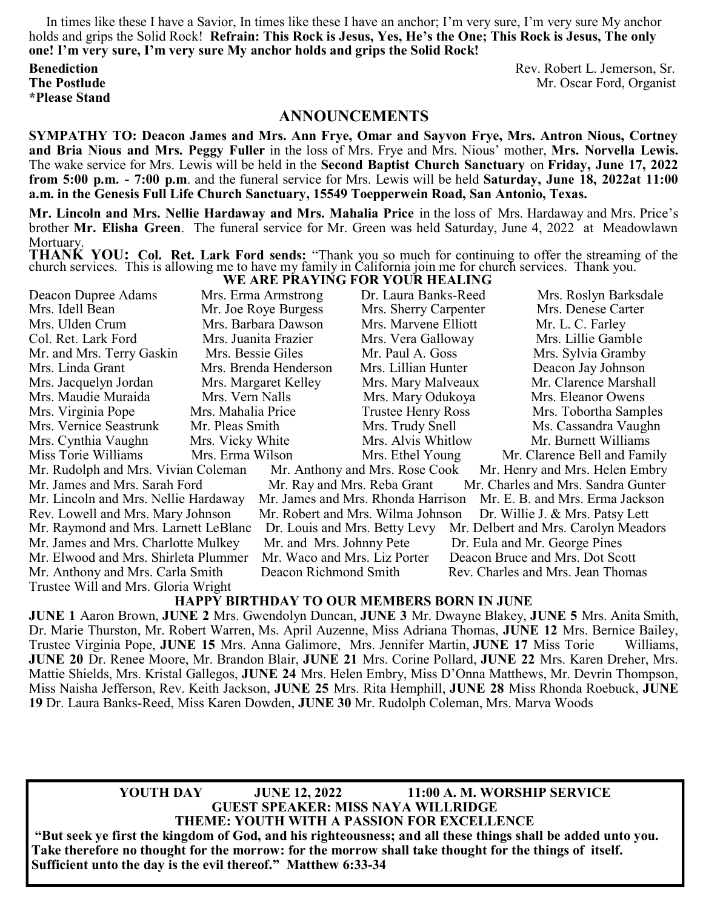In times like these I have a Savior, In times like these I have an anchor; I'm very sure, I'm very sure My anchor holds and grips the Solid Rock! **Refrain: This Rock is Jesus, Yes, He's the One; This Rock is Jesus, The only one! I'm very sure, I'm very sure My anchor holds and grips the Solid Rock!**

**Benediction** Rev. Robert L. Jemerson, Sr.
**The Postlude** Mr. Oscar Ford, Organist
**\*Please Stand**

## ANNOUNCEMENTS

**SYMPATHY TO: Deacon James and Mrs. Ann Frye, Omar and Sayvon Frye, Mrs. Antron Nious, Cortney and Bria Nious and Mrs. Peggy Fuller** in the loss of Mrs. Frye and Mrs. Nious' mother, **Mrs. Norvella Lewis.** The wake service for Mrs. Lewis will be held in the **Second Baptist Church Sanctuary** on **Friday, June 17, 2022 from 5:00 p.m. - 7:00 p.m**. and the funeral service for Mrs. Lewis will be held **Saturday, June 18, 2022at 11:00 a.m. in the Genesis Full Life Church Sanctuary, 15549 Toepperwein Road, San Antonio, Texas.**

**Mr. Lincoln and Mrs. Nellie Hardaway and Mrs. Mahalia Price** in the loss of Mrs. Hardaway and Mrs. Price's brother **Mr. Elisha Green**. The funeral service for Mr. Green was held Saturday, June 4, 2022 at Meadowlawn Mortuary.

**THANK YOU: Col. Ret. Lark Ford sends:** "Thank you so much for continuing to offer the streaming of the church services. This is allowing me to have my family in California join me for church services. Thank you.

### WE ARE PRAYING FOR YOUR HEALING

| | | | |
|---|---|---|---|
| Deacon Dupree Adams | Mrs. Erma Armstrong | Dr. Laura Banks-Reed | Mrs. Roslyn Barksdale |
| Mrs. Idell Bean | Mr. Joe Roye Burgess | Mrs. Sherry Carpenter | Mrs. Denese Carter |
| Mrs. Ulden Crum | Mrs. Barbara Dawson | Mrs. Marvene Elliott | Mr. L. C. Farley |
| Col. Ret. Lark Ford | Mrs. Juanita Frazier | Mrs. Vera Galloway | Mrs. Lillie Gamble |
| Mr. and Mrs. Terry Gaskin | Mrs. Bessie Giles | Mr. Paul A. Goss | Mrs. Sylvia Gramby |
| Mrs. Linda Grant | Mrs. Brenda Henderson | Mrs. Lillian Hunter | Deacon Jay Johnson |
| Mrs. Jacquelyn Jordan | Mrs. Margaret Kelley | Mrs. Mary Malveaux | Mr. Clarence Marshall |
| Mrs. Maudie Muraida | Mrs. Vern Nalls | Mrs. Mary Odukoya | Mrs. Eleanor Owens |
| Mrs. Virginia Pope | Mrs. Mahalia Price | Trustee Henry Ross | Mrs. Tobortha Samples |
| Mrs. Vernice Seastrunk | Mr. Pleas Smith | Mrs. Trudy Snell | Ms. Cassandra Vaughn |
| Mrs. Cynthia Vaughn | Mrs. Vicky White | Mrs. Alvis Whitlow | Mr. Burnett Williams |
| Miss Torie Williams | Mrs. Erma Wilson | Mrs. Ethel Young | Mr. Clarence Bell and Family |

| | | |
|---|---|---|
| Mr. Rudolph and Mrs. Vivian Coleman | Mr. Anthony and Mrs. Rose Cook | Mr. Henry and Mrs. Helen Embry |
| Mr. James and Mrs. Sarah Ford | Mr. Ray and Mrs. Reba Grant | Mr. Charles and Mrs. Sandra Gunter |
| Mr. Lincoln and Mrs. Nellie Hardaway | Mr. James and Mrs. Rhonda Harrison | Mr. E. B. and Mrs. Erma Jackson |
| Rev. Lowell and Mrs. Mary Johnson | Mr. Robert and Mrs. Wilma Johnson | Dr. Willie J. & Mrs. Patsy Lett |
| Mr. Raymond and Mrs. Larnett LeBlanc | Dr. Louis and Mrs. Betty Levy | Mr. Delbert and Mrs. Carolyn Meadors |
| Mr. James and Mrs. Charlotte Mulkey | Mr. and Mrs. Johnny Pete | Dr. Eula and Mr. George Pines |
| Mr. Elwood and Mrs. Shirleta Plummer | Mr. Waco and Mrs. Liz Porter | Deacon Bruce and Mrs. Dot Scott |
| Mr. Anthony and Mrs. Carla Smith | Deacon Richmond Smith | Rev. Charles and Mrs. Jean Thomas |
| Trustee Will and Mrs. Gloria Wright | | |

### HAPPY BIRTHDAY TO OUR MEMBERS BORN IN JUNE

**JUNE 1** Aaron Brown, **JUNE 2** Mrs. Gwendolyn Duncan, **JUNE 3** Mr. Dwayne Blakey, **JUNE 5** Mrs. Anita Smith, Dr. Marie Thurston, Mr. Robert Warren, Ms. April Auzenne, Miss Adriana Thomas, **JUNE 12** Mrs. Bernice Bailey, Trustee Virginia Pope, **JUNE 15** Mrs. Anna Galimore, Mrs. Jennifer Martin, **JUNE 17** Miss Torie Williams, **JUNE 20** Dr. Renee Moore, Mr. Brandon Blair, **JUNE 21** Mrs. Corine Pollard, **JUNE 22** Mrs. Karen Dreher, Mrs. Mattie Shields, Mrs. Kristal Gallegos, **JUNE 24** Mrs. Helen Embry, Miss D'Onna Matthews, Mr. Devrin Thompson, Miss Naisha Jefferson, Rev. Keith Jackson, **JUNE 25** Mrs. Rita Hemphill, **JUNE 28** Miss Rhonda Roebuck, **JUNE 19** Dr. Laura Banks-Reed, Miss Karen Dowden, **JUNE 30** Mr. Rudolph Coleman, Mrs. Marva Woods

**YOUTH DAY JUNE 12, 2022 11:00 A. M. WORSHIP SERVICE**
**GUEST SPEAKER: MISS NAYA WILLRIDGE**
**THEME: YOUTH WITH A PASSION FOR EXCELLENCE**
**"But seek ye first the kingdom of God, and his righteousness; and all these things shall be added unto you. Take therefore no thought for the morrow: for the morrow shall take thought for the things of itself. Sufficient unto the day is the evil thereof." Matthew 6:33-34**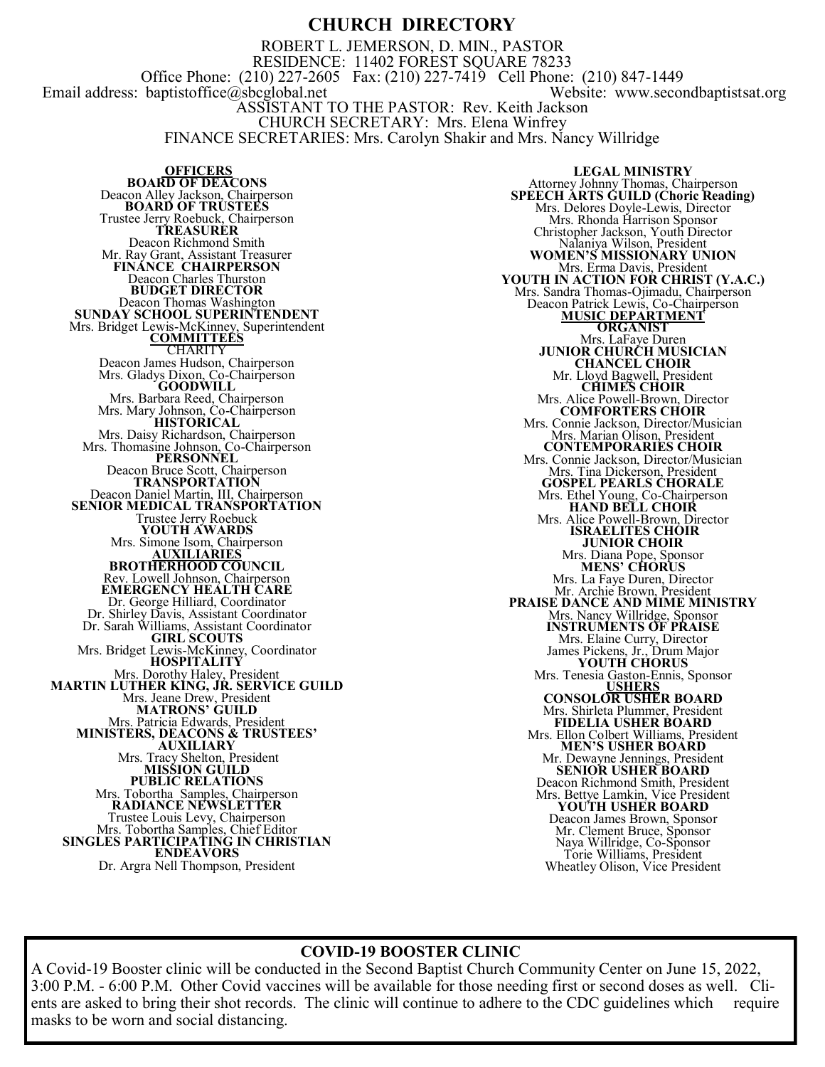# CHURCH DIRECTORY

ROBERT L. JEMERSON, D. MIN., PASTOR
RESIDENCE: 11402 FOREST SQUARE 78233
Office Phone: (210) 227-2605 Fax: (210) 227-7419 Cell Phone: (210) 847-1449
Email address: baptistoffice@sbcglobal.net Website: www.secondbaptistsat.org
ASSISTANT TO THE PASTOR: Rev. Keith Jackson
CHURCH SECRETARY: Mrs. Elena Winfrey
FINANCE SECRETARIES: Mrs. Carolyn Shakir and Mrs. Nancy Willridge

## OFFICERS

**BOARD OF DEACONS**
Deacon Alley Jackson, Chairperson

**BOARD OF TRUSTEES**
Trustee Jerry Roebuck, Chairperson

**TREASURER**
Deacon Richmond Smith
Mr. Ray Grant, Assistant Treasurer

**FINANCE CHAIRPERSON**
Deacon Charles Thurston

**BUDGET DIRECTOR**
Deacon Thomas Washington

**SUNDAY SCHOOL SUPERINTENDENT**
Mrs. Bridget Lewis-McKinney, Superintendent

## COMMITTEES

CHARITY
Deacon James Hudson, Chairperson
Mrs. Gladys Dixon, Co-Chairperson

**GOODWILL**
Mrs. Barbara Reed, Chairperson
Mrs. Mary Johnson, Co-Chairperson

**HISTORICAL**
Mrs. Daisy Richardson, Chairperson
Mrs. Thomasine Johnson, Co-Chairperson

**PERSONNEL**
Deacon Bruce Scott, Chairperson

**TRANSPORTATION**
Deacon Daniel Martin, III, Chairperson

**SENIOR MEDICAL TRANSPORTATION**
Trustee Jerry Roebuck

**YOUTH AWARDS**
Mrs. Simone Isom, Chairperson

## AUXILIARIES

**BROTHERHOOD COUNCIL**
Rev. Lowell Johnson, Chairperson

**EMERGENCY HEALTH CARE**
Dr. George Hilliard, Coordinator
Dr. Shirley Davis, Assistant Coordinator
Dr. Sarah Williams, Assistant Coordinator

**GIRL SCOUTS**
Mrs. Bridget Lewis-McKinney, Coordinator

**HOSPITALITY**
Mrs. Dorothy Haley, President

**MARTIN LUTHER KING, JR. SERVICE GUILD**
Mrs. Jeane Drew, President

**MATRONS' GUILD**
Mrs. Patricia Edwards, President

**MINISTERS, DEACONS & TRUSTEES' AUXILIARY**
Mrs. Tracy Shelton, President

**MISSION GUILD**

**PUBLIC RELATIONS**
Mrs. Tobortha Samples, Chairperson

**RADIANCE NEWSLETTER**
Trustee Louis Levy, Chairperson
Mrs. Tobortha Samples, Chief Editor

**SINGLES PARTICIPATING IN CHRISTIAN ENDEAVORS**
Dr. Argra Nell Thompson, President

**LEGAL MINISTRY**
Attorney Johnny Thomas, Chairperson

**SPEECH ARTS GUILD (Choric Reading)**
Mrs. Delores Doyle-Lewis, Director
Mrs. Rhonda Harrison Sponsor
Christopher Jackson, Youth Director
Nalaniya Wilson, President

**WOMEN'S MISSIONARY UNION**
Mrs. Erma Davis, President

**YOUTH IN ACTION FOR CHRIST (Y.A.C.)**
Mrs. Sandra Thomas-Ojimadu, Chairperson
Deacon Patrick Lewis, Co-Chairperson

## MUSIC DEPARTMENT

**ORGANIST**
Mrs. LaFaye Duren

**JUNIOR CHURCH MUSICIAN**

**CHANCEL CHOIR**
Mr. Lloyd Bagwell, President

**CHIMES CHOIR**
Mrs. Alice Powell-Brown, Director

**COMFORTERS CHOIR**
Mrs. Connie Jackson, Director/Musician
Mrs. Marian Olison, President

**CONTEMPORARIES CHOIR**
Mrs. Connie Jackson, Director/Musician
Mrs. Tina Dickerson, President

**GOSPEL PEARLS CHORALE**
Mrs. Ethel Young, Co-Chairperson

**HAND BELL CHOIR**
Mrs. Alice Powell-Brown, Director

**ISRAELITES CHOIR**

**JUNIOR CHOIR**
Mrs. Diana Pope, Sponsor

**MENS' CHORUS**
Mrs. La Faye Duren, Director
Mr. Archie Brown, President

**PRAISE DANCE AND MIME MINISTRY**
Mrs. Nancy Willridge, Sponsor

**INSTRUMENTS OF PRAISE**
Mrs. Elaine Curry, Director
James Pickens, Jr., Drum Major

**YOUTH CHORUS**
Mrs. Tenesia Gaston-Ennis, Sponsor

## USHERS

**CONSOLOR USHER BOARD**
Mrs. Shirleta Plummer, President

**FIDELIA USHER BOARD**
Mrs. Ellon Colbert Williams, President

**MEN'S USHER BOARD**
Mr. Dewayne Jennings, President

**SENIOR USHER BOARD**
Deacon Richmond Smith, President
Mrs. Bettye Lamkin, Vice President

**YOUTH USHER BOARD**
Deacon James Brown, Sponsor
Mr. Clement Bruce, Sponsor
Naya Willridge, Co-Sponsor
Torie Williams, President
Wheatley Olison, Vice President

## COVID-19 BOOSTER CLINIC

A Covid-19 Booster clinic will be conducted in the Second Baptist Church Community Center on June 15, 2022, 3:00 P.M. - 6:00 P.M. Other Covid vaccines will be available for those needing first or second doses as well. Clients are asked to bring their shot records. The clinic will continue to adhere to the CDC guidelines which require masks to be worn and social distancing.